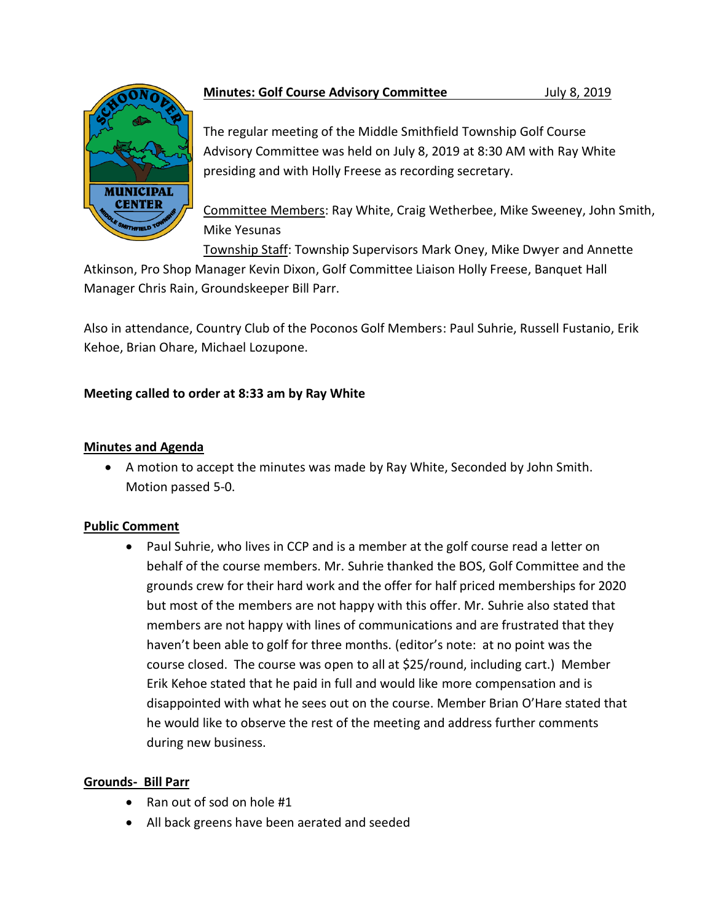**Minutes: Golf Course Advisory Committee** July 8, 2019

The regular meeting of the Middle Smithfield Township Golf Course Advisory Committee was held on July 8, 2019 at 8:30 AM with Ray White presiding and with Holly Freese as recording secretary.

Committee Members: Ray White, Craig Wetherbee, Mike Sweeney, John Smith, Mike Yesunas

Township Staff: Township Supervisors Mark Oney, Mike Dwyer and Annette Atkinson, Pro Shop Manager Kevin Dixon, Golf Committee Liaison Holly Freese, Banquet Hall Manager Chris Rain, Groundskeeper Bill Parr.

Also in attendance, Country Club of the Poconos Golf Members: Paul Suhrie, Russell Fustanio, Erik Kehoe, Brian Ohare, Michael Lozupone.

**Meeting called to order at 8:33 am by Ray White**

**Minutes and Agenda**

- A motion to accept the minutes was made by Ray White, Seconded by John Smith. Motion passed 5-0.

**Public Comment**

- Paul Suhrie, who lives in CCP and is a member at the golf course read a letter on behalf of the course members. Mr. Suhrie thanked the BOS, Golf Committee and the grounds crew for their hard work and the offer for half priced memberships for 2020 but most of the members are not happy with this offer. Mr. Suhrie also stated that members are not happy with lines of communications and are frustrated that they haven't been able to golf for three months. (editor's note: at no point was the course closed. The course was open to all at $25/round, including cart.) Member Erik Kehoe stated that he paid in full and would like more compensation and is disappointed with what he sees out on the course. Member Brian O'Hare stated that he would like to observe the rest of the meeting and address further comments during new business.

**Grounds- Bill Parr**

- Ran out of sod on hole #1
- All back greens have been aerated and seeded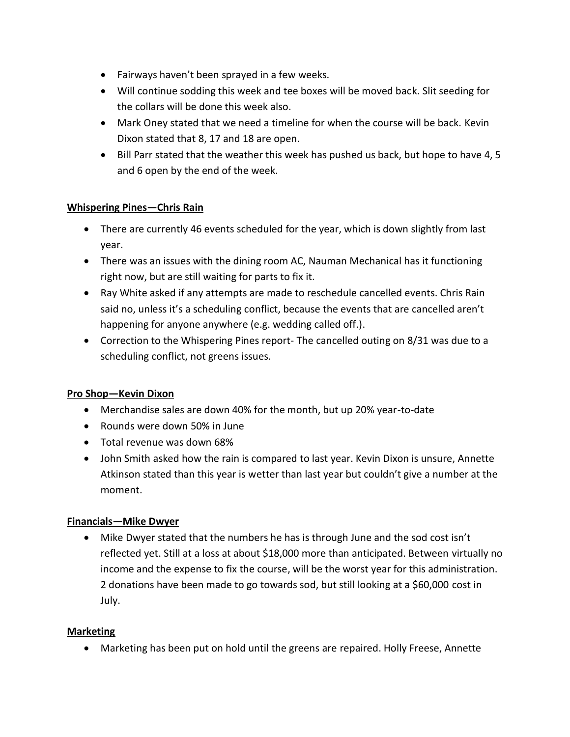- Fairways haven't been sprayed in a few weeks.
- Will continue sodding this week and tee boxes will be moved back. Slit seeding for the collars will be done this week also.
- Mark Oney stated that we need a timeline for when the course will be back. Kevin Dixon stated that 8, 17 and 18 are open.
- Bill Parr stated that the weather this week has pushed us back, but hope to have 4, 5 and 6 open by the end of the week.

**Whispering Pines—Chris Rain**

- There are currently 46 events scheduled for the year, which is down slightly from last year.
- There was an issues with the dining room AC, Nauman Mechanical has it functioning right now, but are still waiting for parts to fix it.
- Ray White asked if any attempts are made to reschedule cancelled events. Chris Rain said no, unless it's a scheduling conflict, because the events that are cancelled aren't happening for anyone anywhere (e.g. wedding called off.).
- Correction to the Whispering Pines report- The cancelled outing on 8/31 was due to a scheduling conflict, not greens issues.

**Pro Shop—Kevin Dixon**

- Merchandise sales are down 40% for the month, but up 20% year-to-date
- Rounds were down 50% in June
- Total revenue was down 68%
- John Smith asked how the rain is compared to last year. Kevin Dixon is unsure, Annette Atkinson stated than this year is wetter than last year but couldn't give a number at the moment.

**Financials—Mike Dwyer**

- Mike Dwyer stated that the numbers he has is through June and the sod cost isn't reflected yet. Still at a loss at about $18,000 more than anticipated. Between virtually no income and the expense to fix the course, will be the worst year for this administration. 2 donations have been made to go towards sod, but still looking at a $60,000 cost in July.

**Marketing**

- Marketing has been put on hold until the greens are repaired. Holly Freese, Annette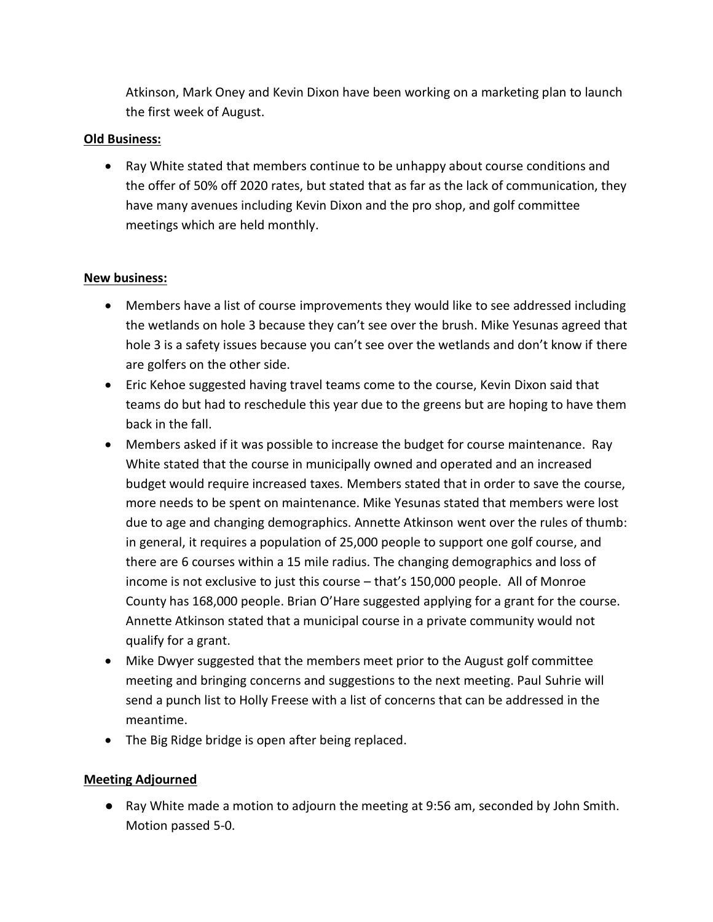Atkinson, Mark Oney and Kevin Dixon have been working on a marketing plan to launch the first week of August.

**Old Business:**

- Ray White stated that members continue to be unhappy about course conditions and the offer of 50% off 2020 rates, but stated that as far as the lack of communication, they have many avenues including Kevin Dixon and the pro shop, and golf committee meetings which are held monthly.

**New business:**

- Members have a list of course improvements they would like to see addressed including the wetlands on hole 3 because they can't see over the brush. Mike Yesunas agreed that hole 3 is a safety issues because you can't see over the wetlands and don't know if there are golfers on the other side.
- Eric Kehoe suggested having travel teams come to the course, Kevin Dixon said that teams do but had to reschedule this year due to the greens but are hoping to have them back in the fall.
- Members asked if it was possible to increase the budget for course maintenance. Ray White stated that the course in municipally owned and operated and an increased budget would require increased taxes. Members stated that in order to save the course, more needs to be spent on maintenance. Mike Yesunas stated that members were lost due to age and changing demographics. Annette Atkinson went over the rules of thumb: in general, it requires a population of 25,000 people to support one golf course, and there are 6 courses within a 15 mile radius. The changing demographics and loss of income is not exclusive to just this course – that's 150,000 people. All of Monroe County has 168,000 people. Brian O'Hare suggested applying for a grant for the course. Annette Atkinson stated that a municipal course in a private community would not qualify for a grant.
- Mike Dwyer suggested that the members meet prior to the August golf committee meeting and bringing concerns and suggestions to the next meeting. Paul Suhrie will send a punch list to Holly Freese with a list of concerns that can be addressed in the meantime.
- The Big Ridge bridge is open after being replaced.

**Meeting Adjourned**

- Ray White made a motion to adjourn the meeting at 9:56 am, seconded by John Smith. Motion passed 5-0.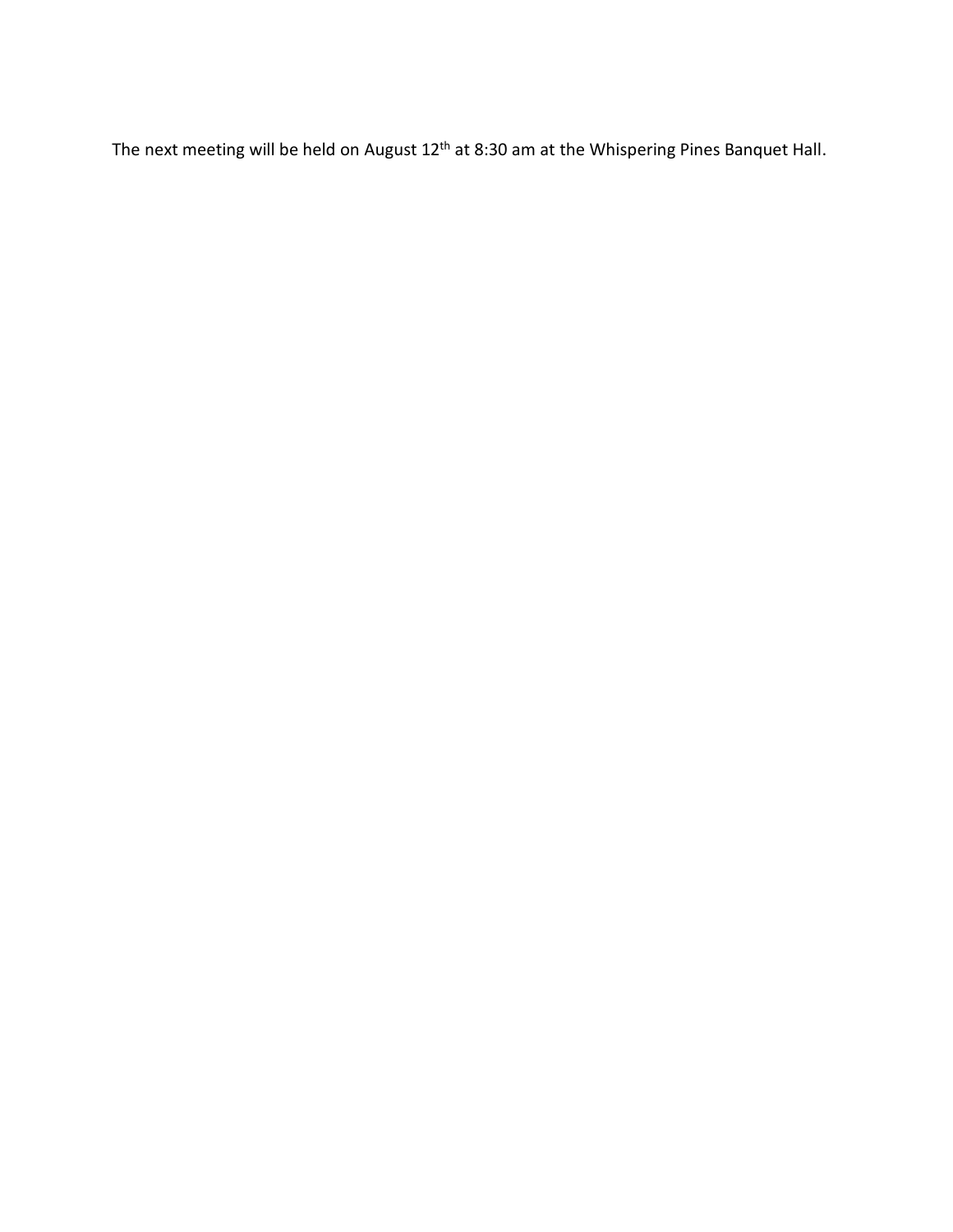The next meeting will be held on August 12th at 8:30 am at the Whispering Pines Banquet Hall.